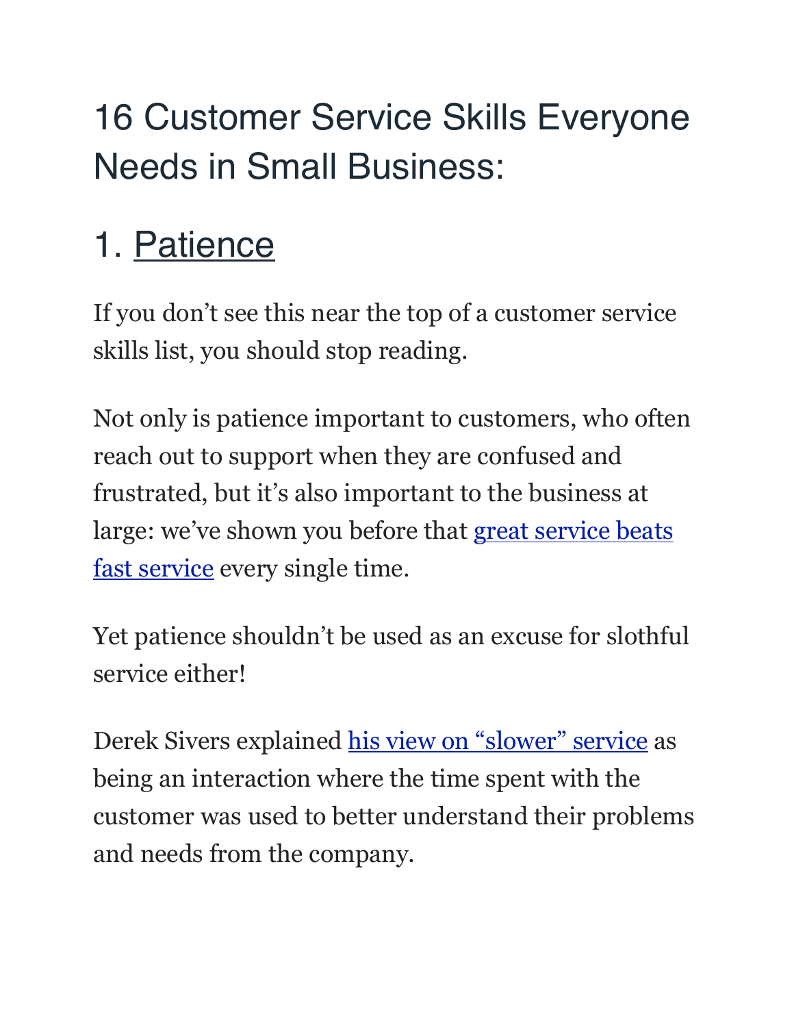# 16 Customer Service Skills Everyone Needs in Small Business:

## 1. Patience

If you don't see this near the top of a customer service skills list, you should stop reading.

Not only is patience important to customers, who often reach out to support when they are confused and frustrated, but it's also important to the business at large: we've shown you before that great service beats fast service every single time.

Yet patience shouldn't be used as an excuse for slothful service either!

Derek Sivers explained his view on "slower" service as being an interaction where the time spent with the customer was used to better understand their problems and needs from the company.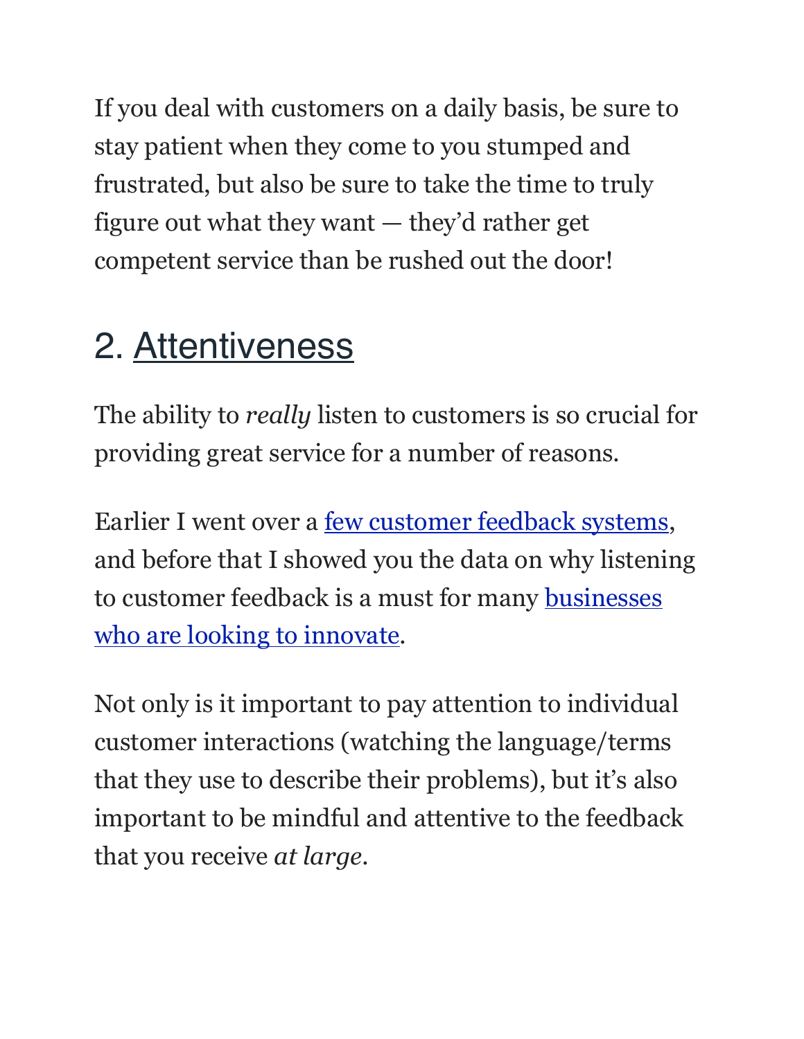If you deal with customers on a daily basis, be sure to stay patient when they come to you stumped and frustrated, but also be sure to take the time to truly figure out what they want — they'd rather get competent service than be rushed out the door!

## 2. Attentiveness

The ability to *really* listen to customers is so crucial for providing great service for a number of reasons.

Earlier I went over a few customer feedback systems, and before that I showed you the data on why listening to customer feedback is a must for many businesses who are looking to innovate.

Not only is it important to pay attention to individual customer interactions (watching the language/terms that they use to describe their problems), but it's also important to be mindful and attentive to the feedback that you receive *at large*.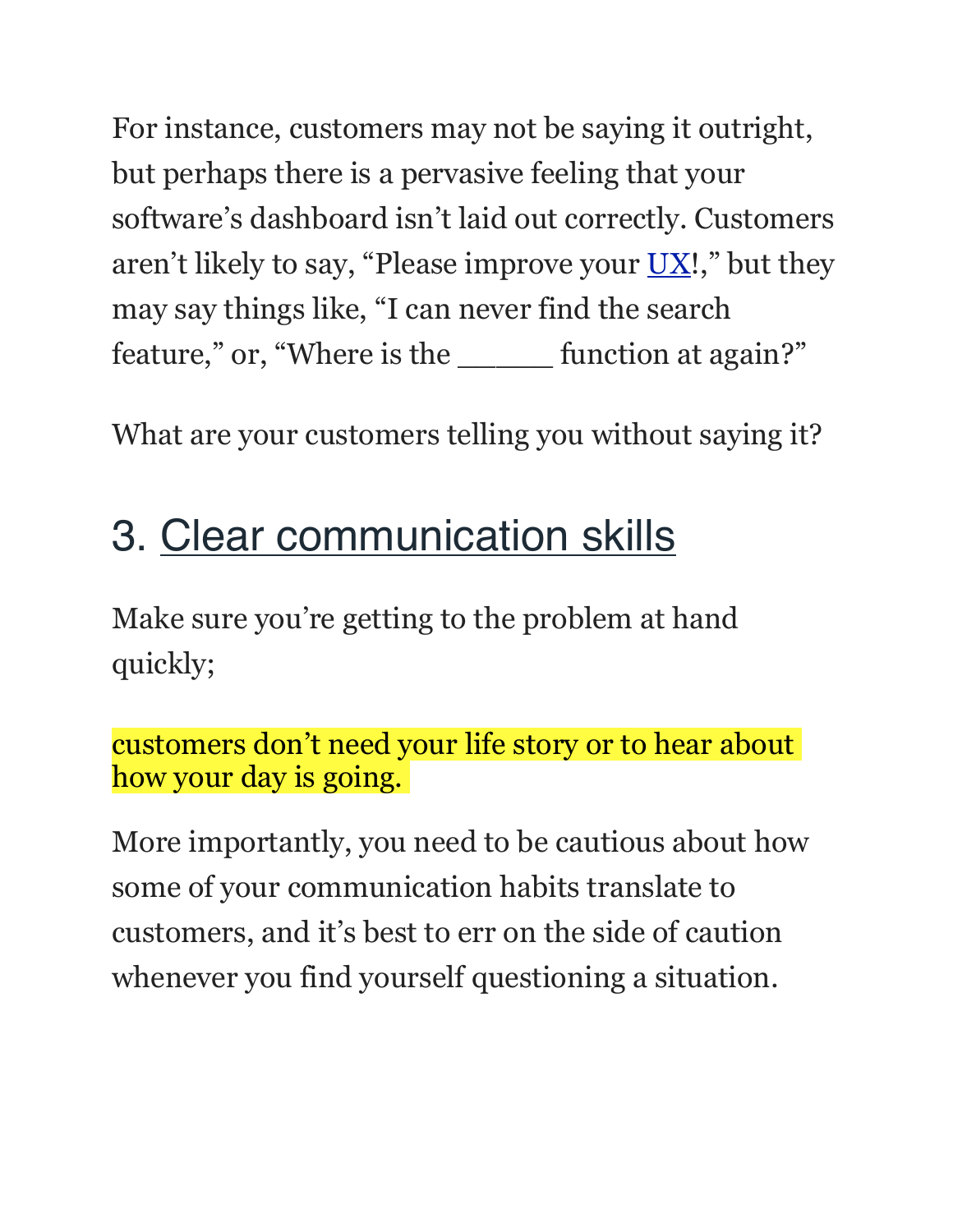For instance, customers may not be saying it outright, but perhaps there is a pervasive feeling that your software's dashboard isn't laid out correctly. Customers aren't likely to say, "Please improve your UX!," but they may say things like, "I can never find the search feature," or, "Where is the _____ function at again?"

What are your customers telling you without saying it?

## 3. Clear communication skills

Make sure you're getting to the problem at hand quickly;

customers don't need your life story or to hear about how your day is going.

More importantly, you need to be cautious about how some of your communication habits translate to customers, and it's best to err on the side of caution whenever you find yourself questioning a situation.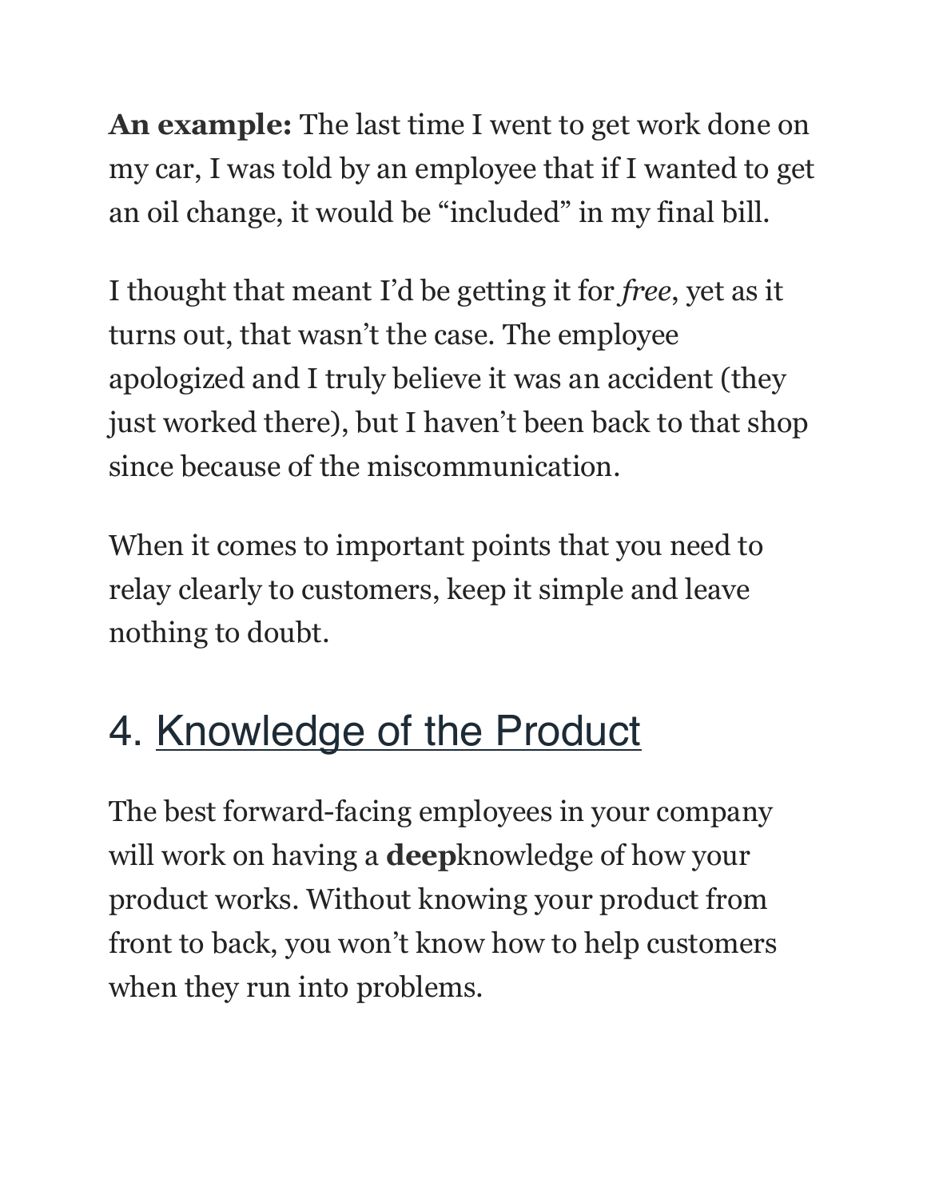**An example:** The last time I went to get work done on my car, I was told by an employee that if I wanted to get an oil change, it would be "included" in my final bill.

I thought that meant I'd be getting it for *free*, yet as it turns out, that wasn't the case. The employee apologized and I truly believe it was an accident (they just worked there), but I haven't been back to that shop since because of the miscommunication.

When it comes to important points that you need to relay clearly to customers, keep it simple and leave nothing to doubt.

## 4. Knowledge of the Product

The best forward-facing employees in your company will work on having a **deep**knowledge of how your product works. Without knowing your product from front to back, you won't know how to help customers when they run into problems.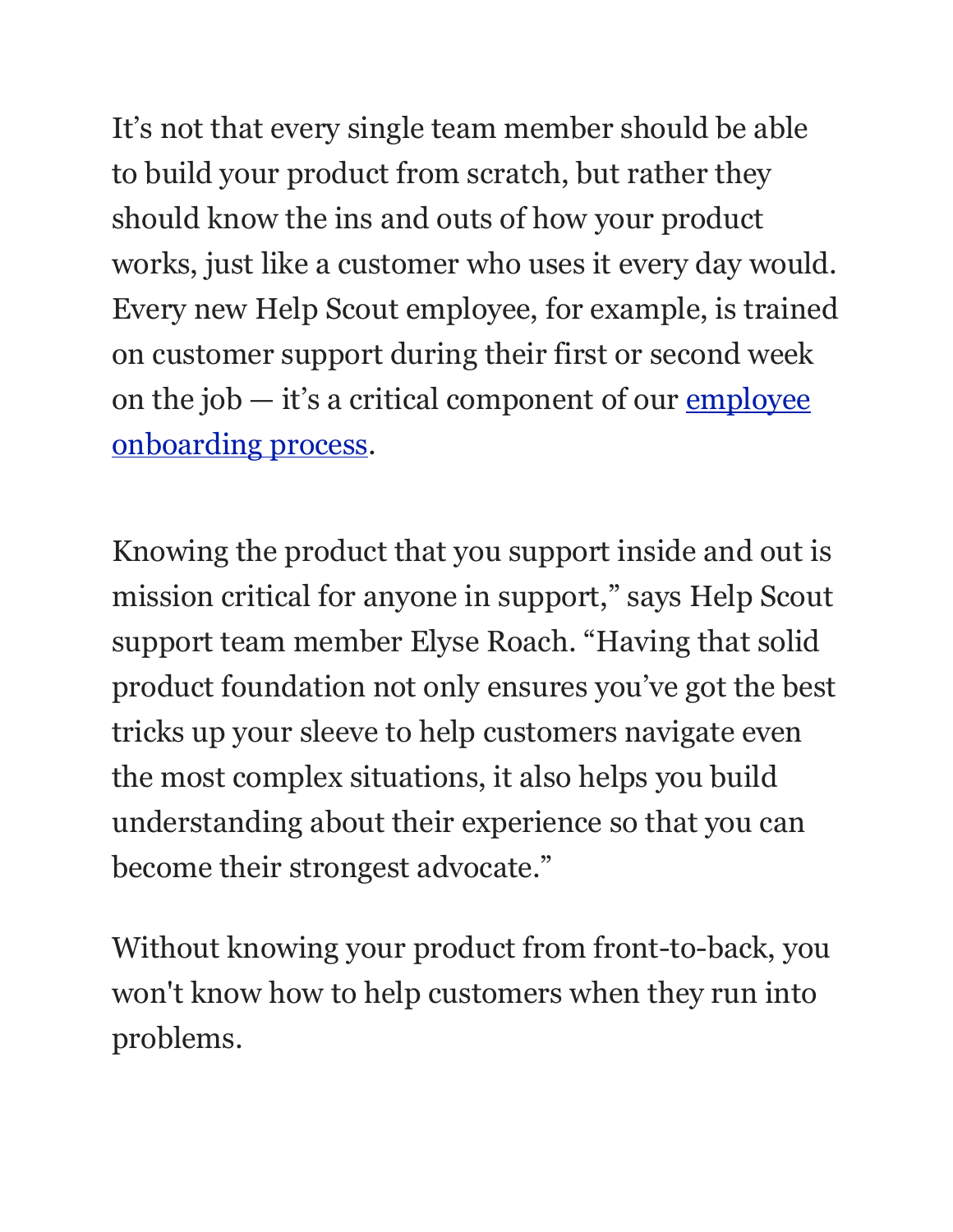It's not that every single team member should be able to build your product from scratch, but rather they should know the ins and outs of how your product works, just like a customer who uses it every day would. Every new Help Scout employee, for example, is trained on customer support during their first or second week on the job — it's a critical component of our [employee onboarding process](#).

Knowing the product that you support inside and out is mission critical for anyone in support," says Help Scout support team member Elyse Roach. "Having that solid product foundation not only ensures you've got the best tricks up your sleeve to help customers navigate even the most complex situations, it also helps you build understanding about their experience so that you can become their strongest advocate."

Without knowing your product from front-to-back, you won't know how to help customers when they run into problems.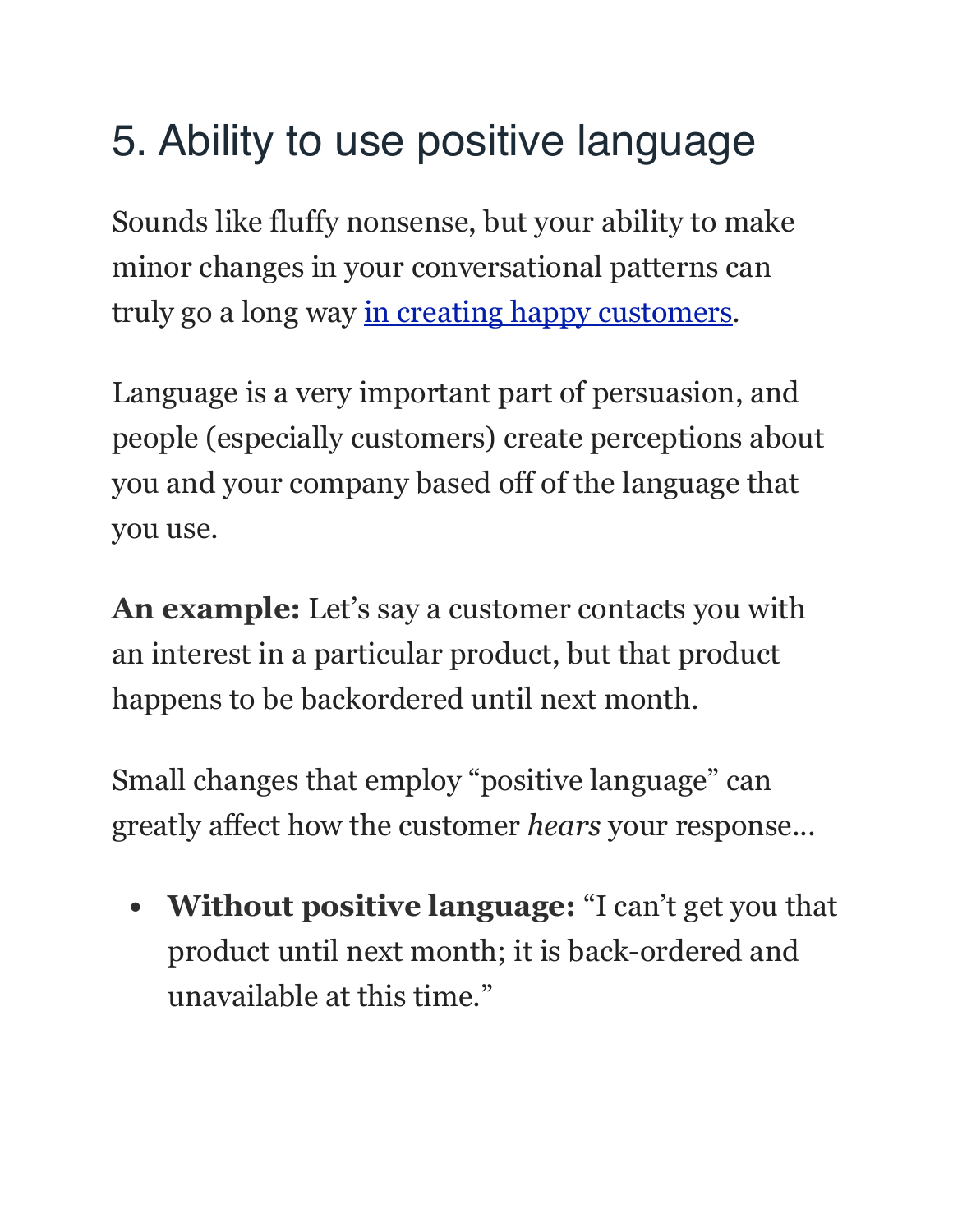## 5. Ability to use positive language

Sounds like fluffy nonsense, but your ability to make minor changes in your conversational patterns can truly go a long way [in creating happy customers].

Language is a very important part of persuasion, and people (especially customers) create perceptions about you and your company based off of the language that you use.

**An example:** Let's say a customer contacts you with an interest in a particular product, but that product happens to be backordered until next month.

Small changes that employ "positive language" can greatly affect how the customer *hears* your response…

- **Without positive language:** "I can't get you that product until next month; it is back-ordered and unavailable at this time."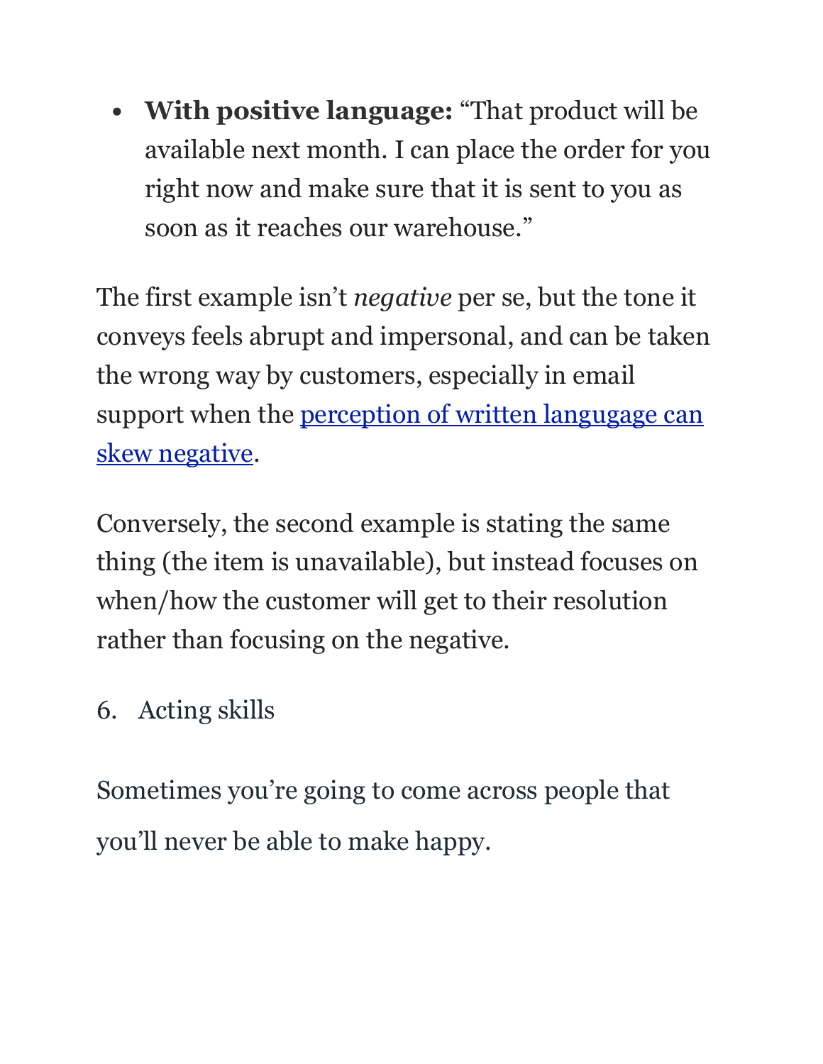- **With positive language:** "That product will be available next month. I can place the order for you right now and make sure that it is sent to you as soon as it reaches our warehouse."

The first example isn't *negative* per se, but the tone it conveys feels abrupt and impersonal, and can be taken the wrong way by customers, especially in email support when the perception of written langugage can skew negative.

Conversely, the second example is stating the same thing (the item is unavailable), but instead focuses on when/how the customer will get to their resolution rather than focusing on the negative.

6. Acting skills

Sometimes you're going to come across people that you'll never be able to make happy.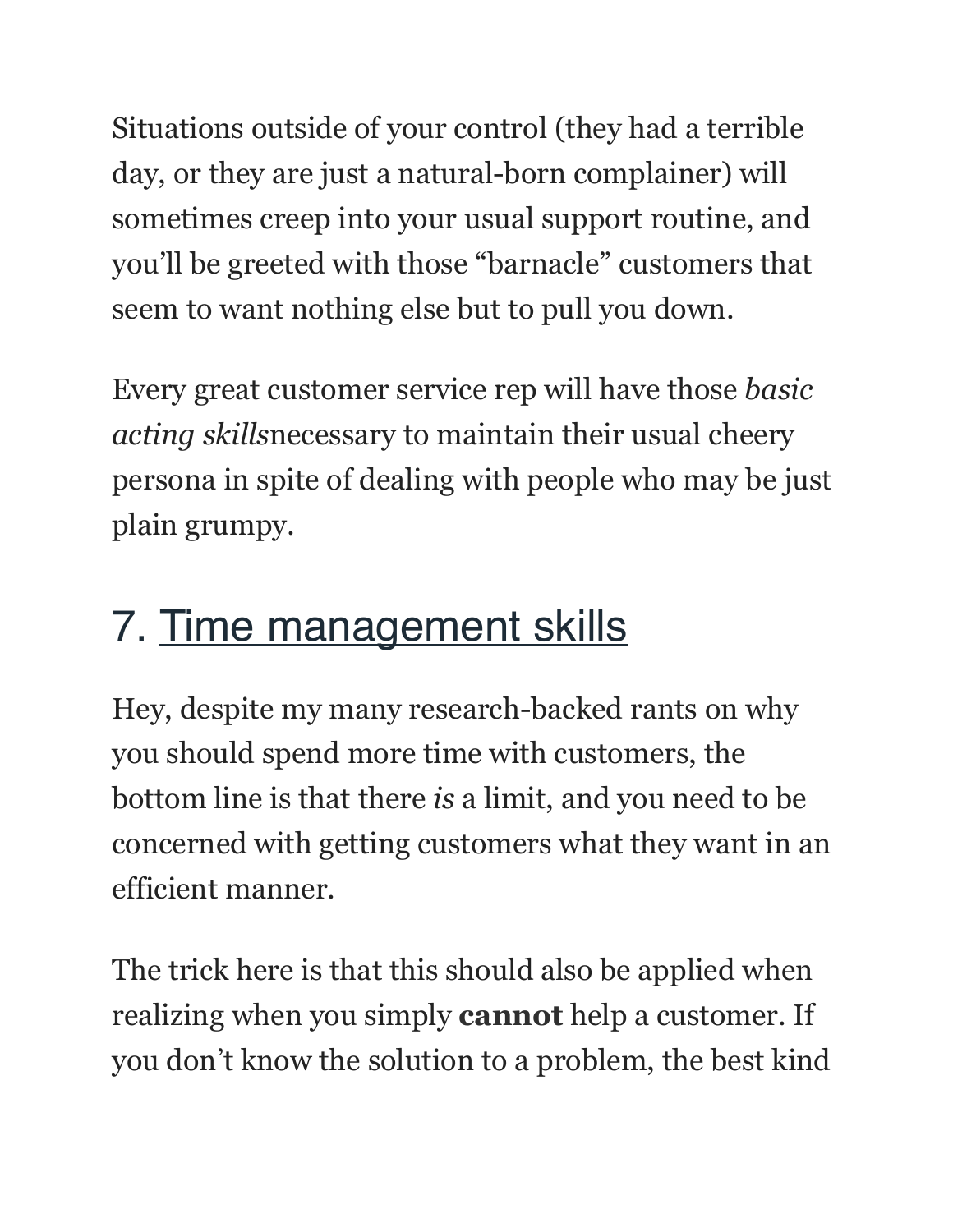Situations outside of your control (they had a terrible day, or they are just a natural-born complainer) will sometimes creep into your usual support routine, and you'll be greeted with those "barnacle" customers that seem to want nothing else but to pull you down.

Every great customer service rep will have those *basic acting skills*necessary to maintain their usual cheery persona in spite of dealing with people who may be just plain grumpy.

## 7. Time management skills

Hey, despite my many research-backed rants on why you should spend more time with customers, the bottom line is that there *is* a limit, and you need to be concerned with getting customers what they want in an efficient manner.

The trick here is that this should also be applied when realizing when you simply **cannot** help a customer. If you don't know the solution to a problem, the best kind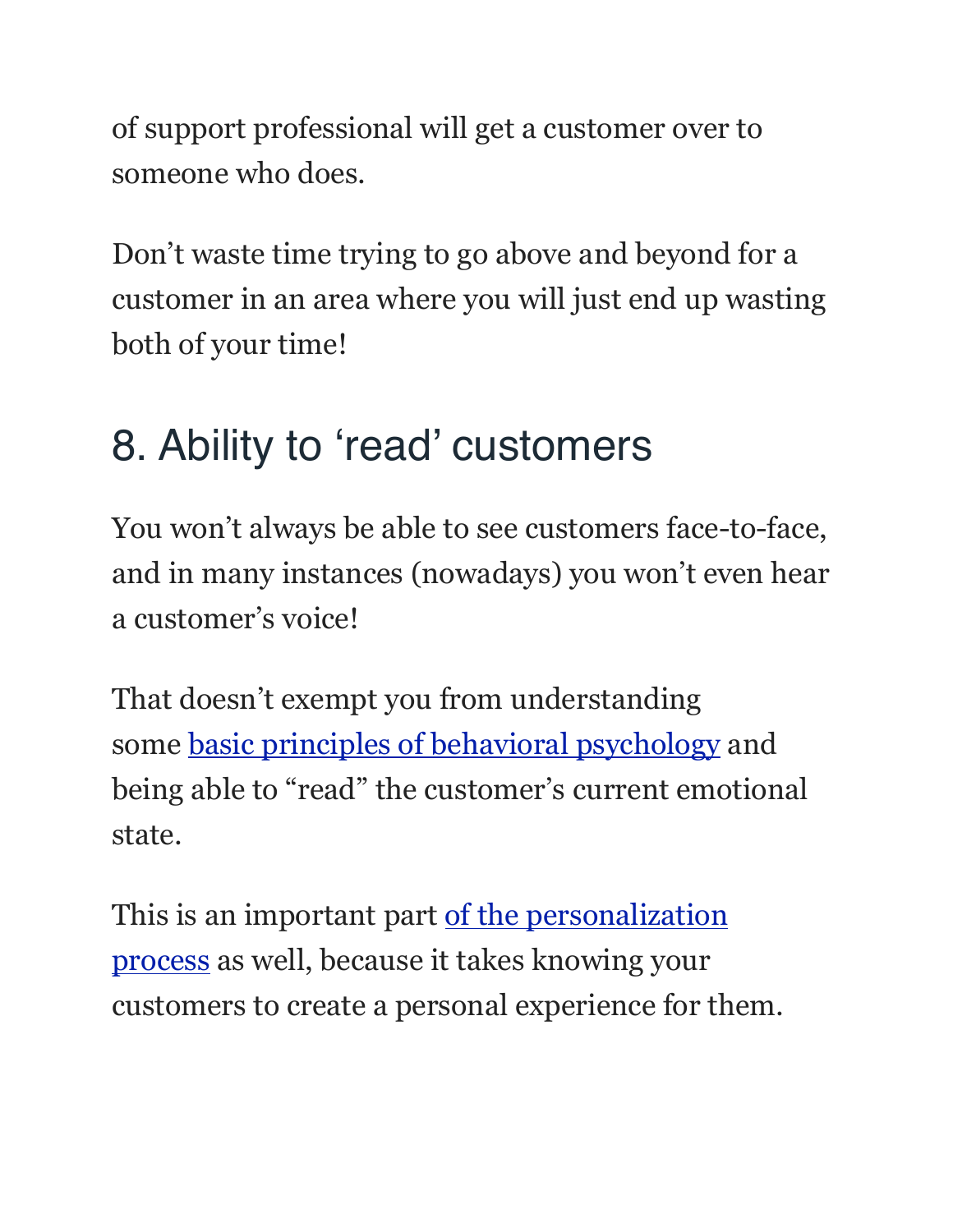of support professional will get a customer over to someone who does.

Don't waste time trying to go above and beyond for a customer in an area where you will just end up wasting both of your time!

## 8. Ability to 'read' customers

You won't always be able to see customers face-to-face, and in many instances (nowadays) you won't even hear a customer's voice!

That doesn't exempt you from understanding some [basic principles of behavioral psychology]() and being able to "read" the customer's current emotional state.

This is an important part [of the personalization process]() as well, because it takes knowing your customers to create a personal experience for them.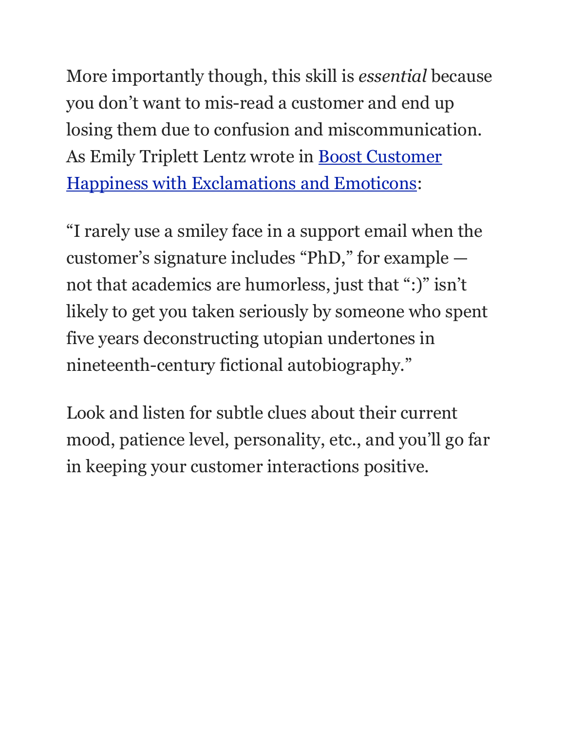More importantly though, this skill is *essential* because you don't want to mis-read a customer and end up losing them due to confusion and miscommunication. As Emily Triplett Lentz wrote in [Boost Customer Happiness with Exclamations and Emoticons]:

"I rarely use a smiley face in a support email when the customer's signature includes "PhD," for example — not that academics are humorless, just that ":)" isn't likely to get you taken seriously by someone who spent five years deconstructing utopian undertones in nineteenth-century fictional autobiography."

Look and listen for subtle clues about their current mood, patience level, personality, etc., and you'll go far in keeping your customer interactions positive.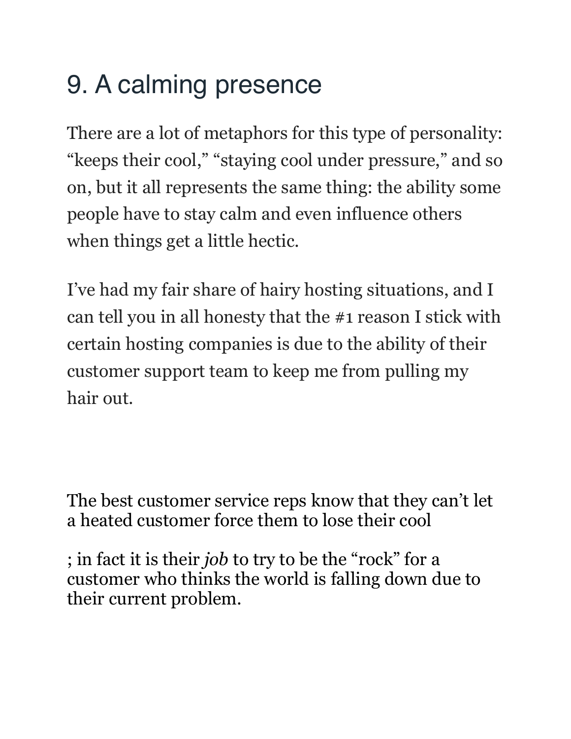## 9. A calming presence

There are a lot of metaphors for this type of personality: "keeps their cool," "staying cool under pressure," and so on, but it all represents the same thing: the ability some people have to stay calm and even influence others when things get a little hectic.

I've had my fair share of hairy hosting situations, and I can tell you in all honesty that the #1 reason I stick with certain hosting companies is due to the ability of their customer support team to keep me from pulling my hair out.

The best customer service reps know that they can't let a heated customer force them to lose their cool

; in fact it is their *job* to try to be the "rock" for a customer who thinks the world is falling down due to their current problem.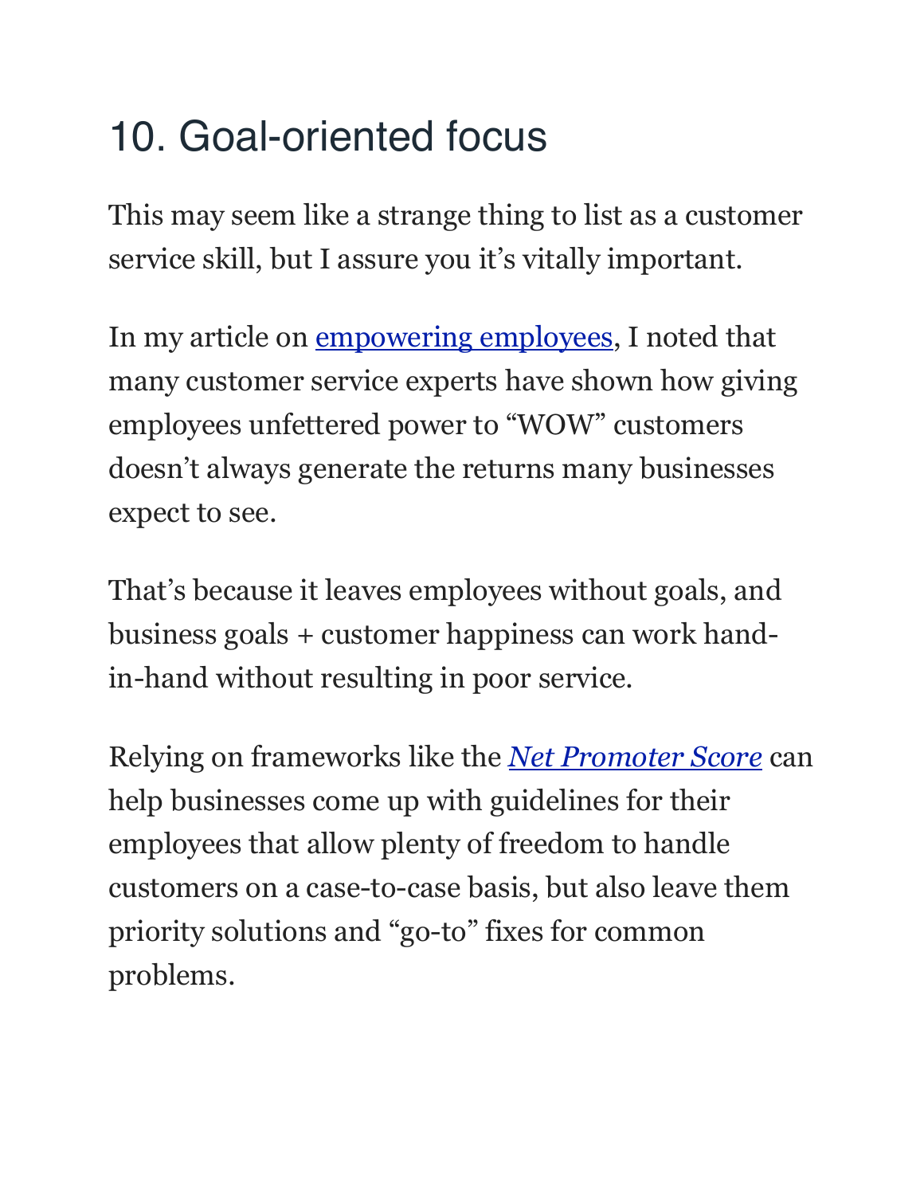## 10. Goal-oriented focus

This may seem like a strange thing to list as a customer service skill, but I assure you it's vitally important.

In my article on empowering employees, I noted that many customer service experts have shown how giving employees unfettered power to "WOW" customers doesn't always generate the returns many businesses expect to see.

That's because it leaves employees without goals, and business goals + customer happiness can work hand-in-hand without resulting in poor service.

Relying on frameworks like the *Net Promoter Score* can help businesses come up with guidelines for their employees that allow plenty of freedom to handle customers on a case-to-case basis, but also leave them priority solutions and "go-to" fixes for common problems.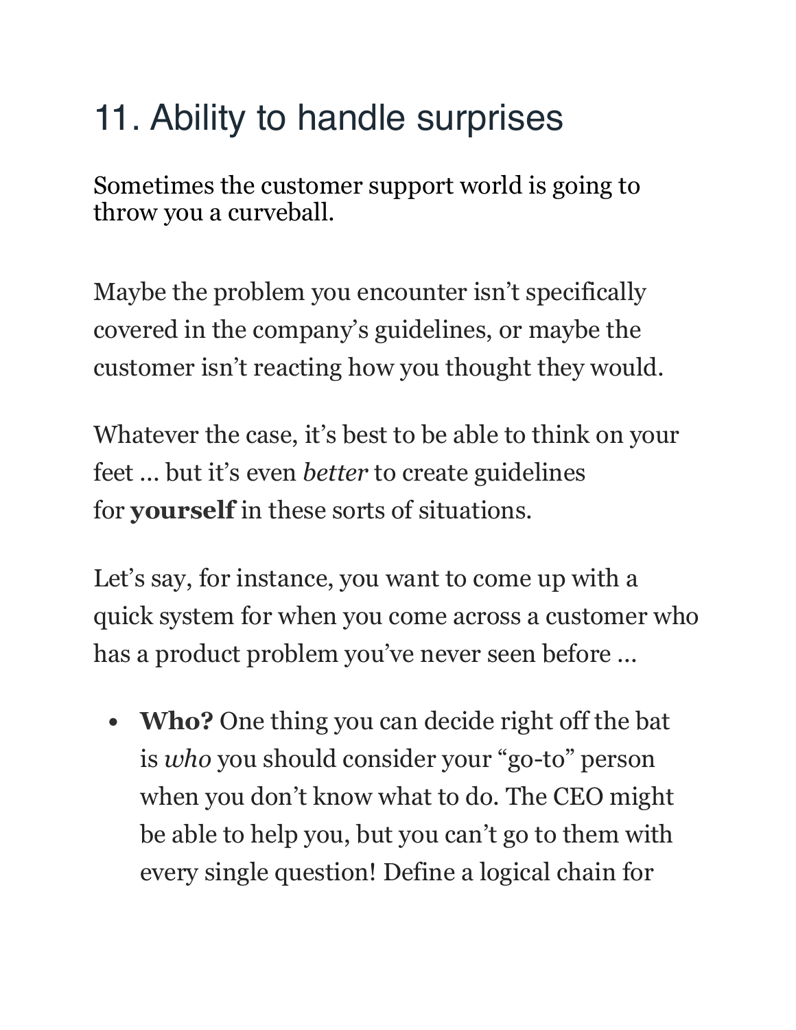## 11. Ability to handle surprises

Sometimes the customer support world is going to throw you a curveball.

Maybe the problem you encounter isn't specifically covered in the company's guidelines, or maybe the customer isn't reacting how you thought they would.

Whatever the case, it's best to be able to think on your feet … but it's even *better* to create guidelines for **yourself** in these sorts of situations.

Let's say, for instance, you want to come up with a quick system for when you come across a customer who has a product problem you've never seen before …

- **Who?** One thing you can decide right off the bat is *who* you should consider your "go-to" person when you don't know what to do. The CEO might be able to help you, but you can't go to them with every single question! Define a logical chain for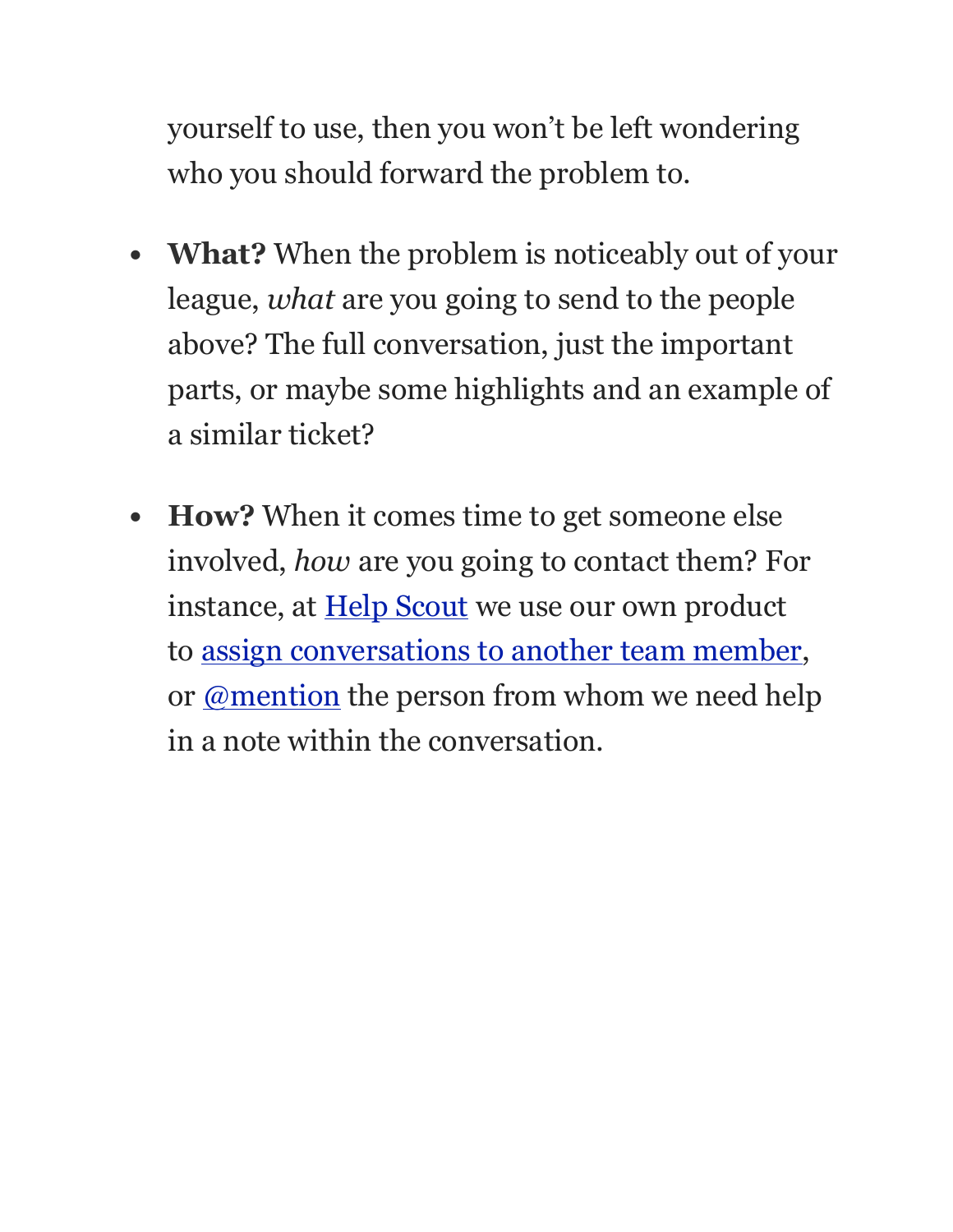yourself to use, then you won't be left wondering who you should forward the problem to.

- **What?** When the problem is noticeably out of your league, *what* are you going to send to the people above? The full conversation, just the important parts, or maybe some highlights and an example of a similar ticket?

- **How?** When it comes time to get someone else involved, *how* are you going to contact them? For instance, at Help Scout we use our own product to assign conversations to another team member, or @mention the person from whom we need help in a note within the conversation.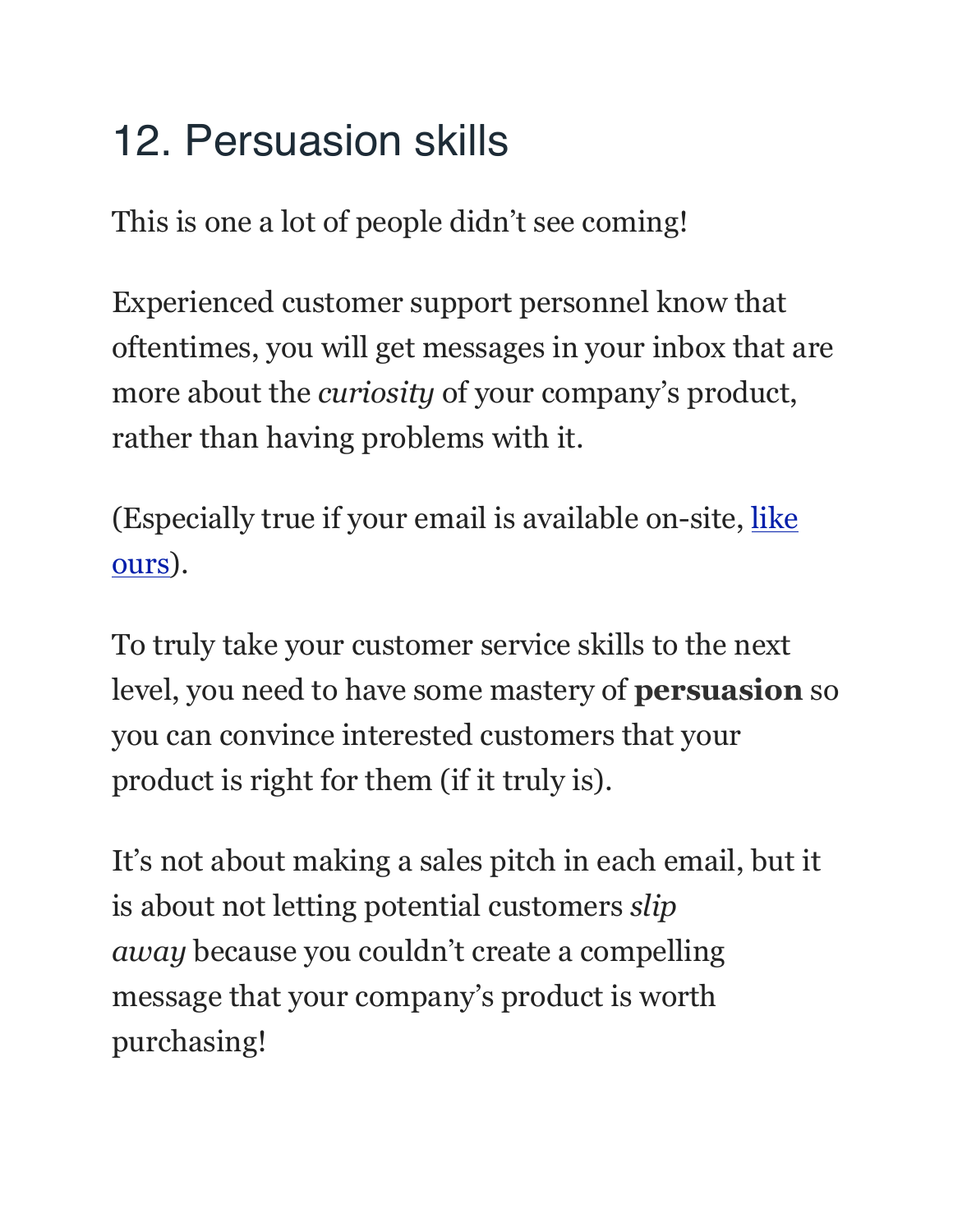## 12. Persuasion skills

This is one a lot of people didn't see coming!

Experienced customer support personnel know that oftentimes, you will get messages in your inbox that are more about the *curiosity* of your company's product, rather than having problems with it.

(Especially true if your email is available on-site, like ours).

To truly take your customer service skills to the next level, you need to have some mastery of **persuasion** so you can convince interested customers that your product is right for them (if it truly is).

It's not about making a sales pitch in each email, but it is about not letting potential customers *slip away* because you couldn't create a compelling message that your company's product is worth purchasing!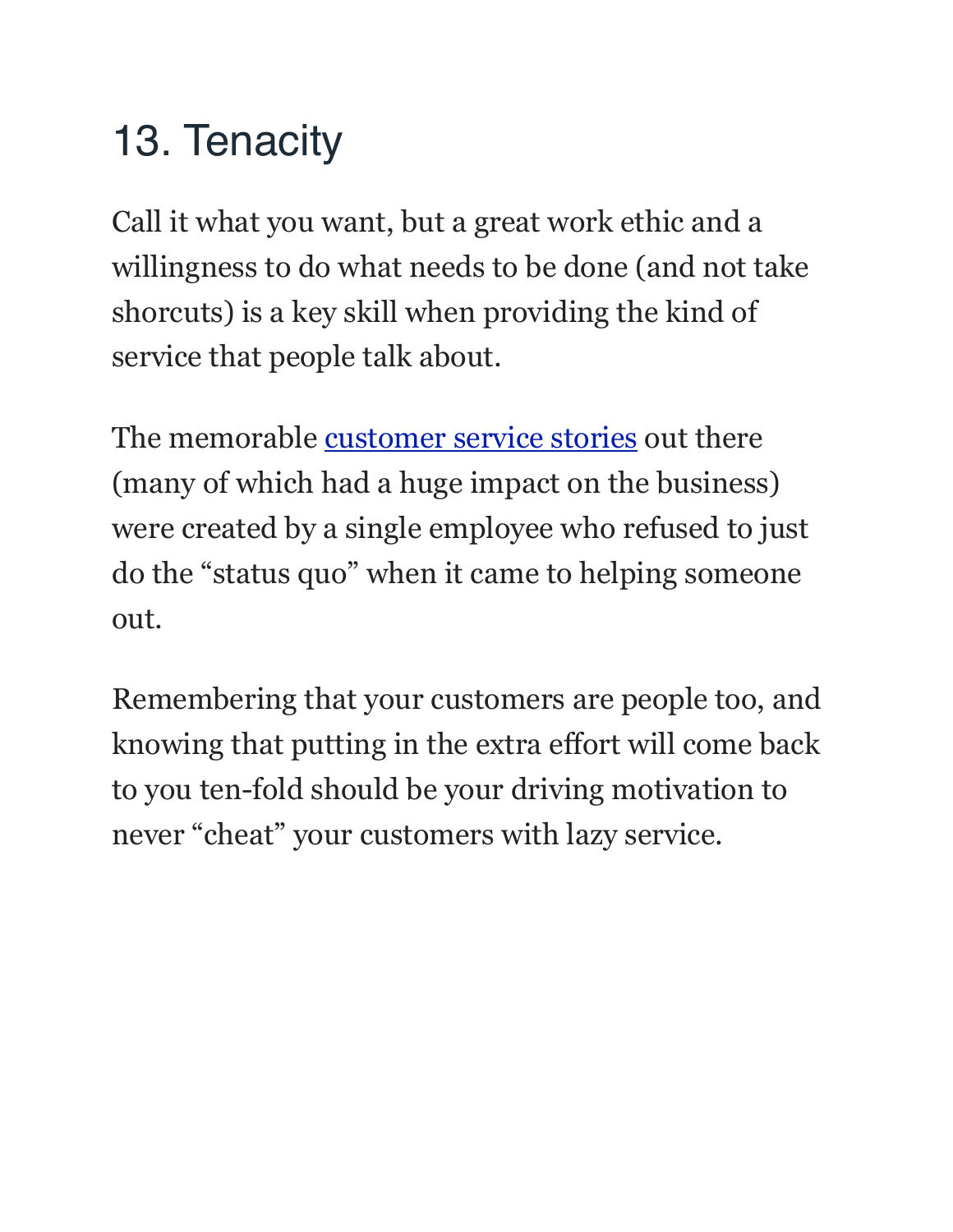## 13. Tenacity

Call it what you want, but a great work ethic and a willingness to do what needs to be done (and not take shorcuts) is a key skill when providing the kind of service that people talk about.

The memorable customer service stories out there (many of which had a huge impact on the business) were created by a single employee who refused to just do the "status quo" when it came to helping someone out.

Remembering that your customers are people too, and knowing that putting in the extra effort will come back to you ten-fold should be your driving motivation to never "cheat" your customers with lazy service.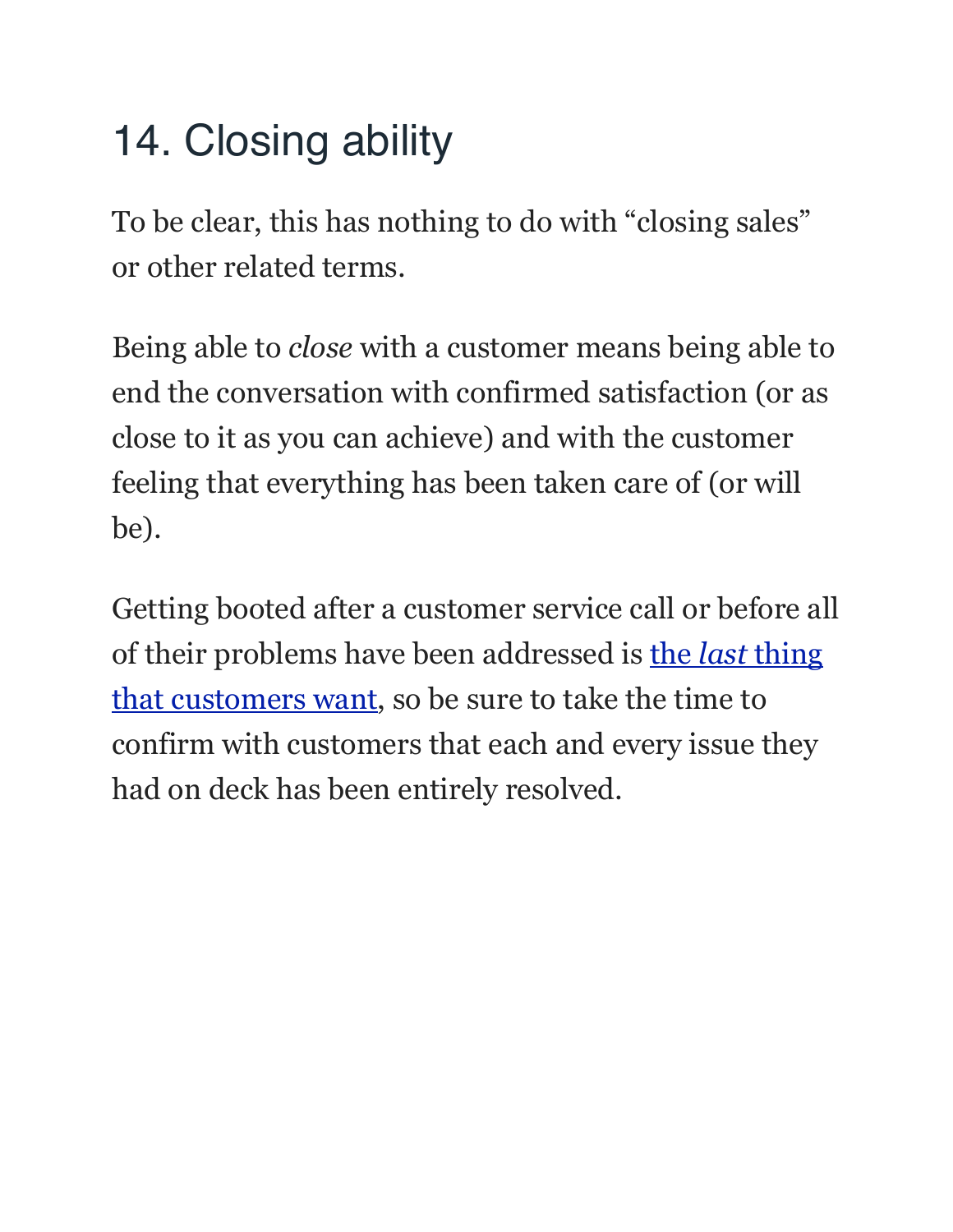## 14. Closing ability

To be clear, this has nothing to do with "closing sales" or other related terms.

Being able to *close* with a customer means being able to end the conversation with confirmed satisfaction (or as close to it as you can achieve) and with the customer feeling that everything has been taken care of (or will be).

Getting booted after a customer service call or before all of their problems have been addressed is the *last* thing that customers want, so be sure to take the time to confirm with customers that each and every issue they had on deck has been entirely resolved.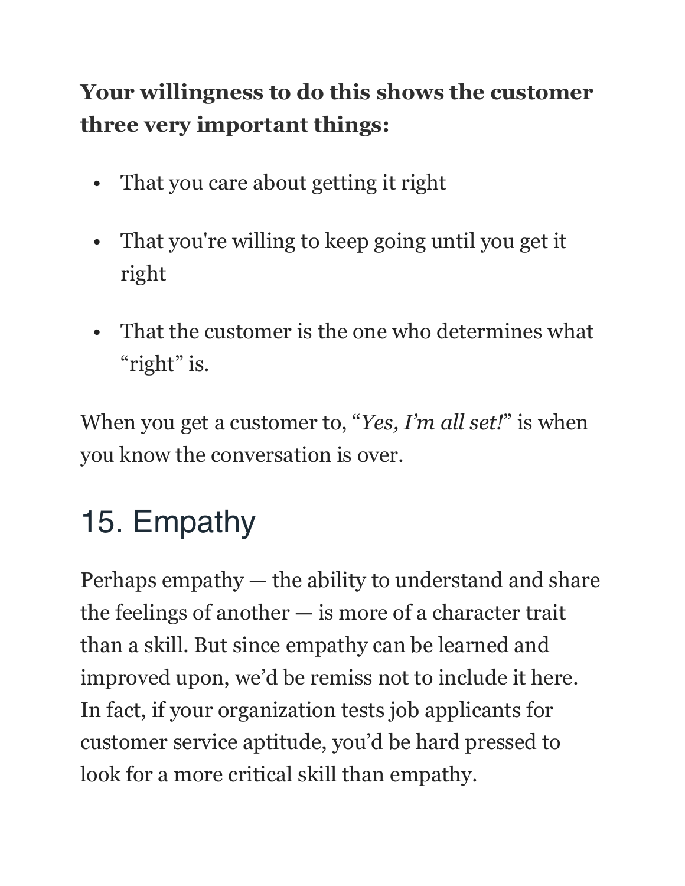**Your willingness to do this shows the customer three very important things:**

- That you care about getting it right
- That you're willing to keep going until you get it right
- That the customer is the one who determines what "right" is.

When you get a customer to, "*Yes, I'm all set!*" is when you know the conversation is over.

## 15. Empathy

Perhaps empathy — the ability to understand and share the feelings of another — is more of a character trait than a skill. But since empathy can be learned and improved upon, we'd be remiss not to include it here. In fact, if your organization tests job applicants for customer service aptitude, you'd be hard pressed to look for a more critical skill than empathy.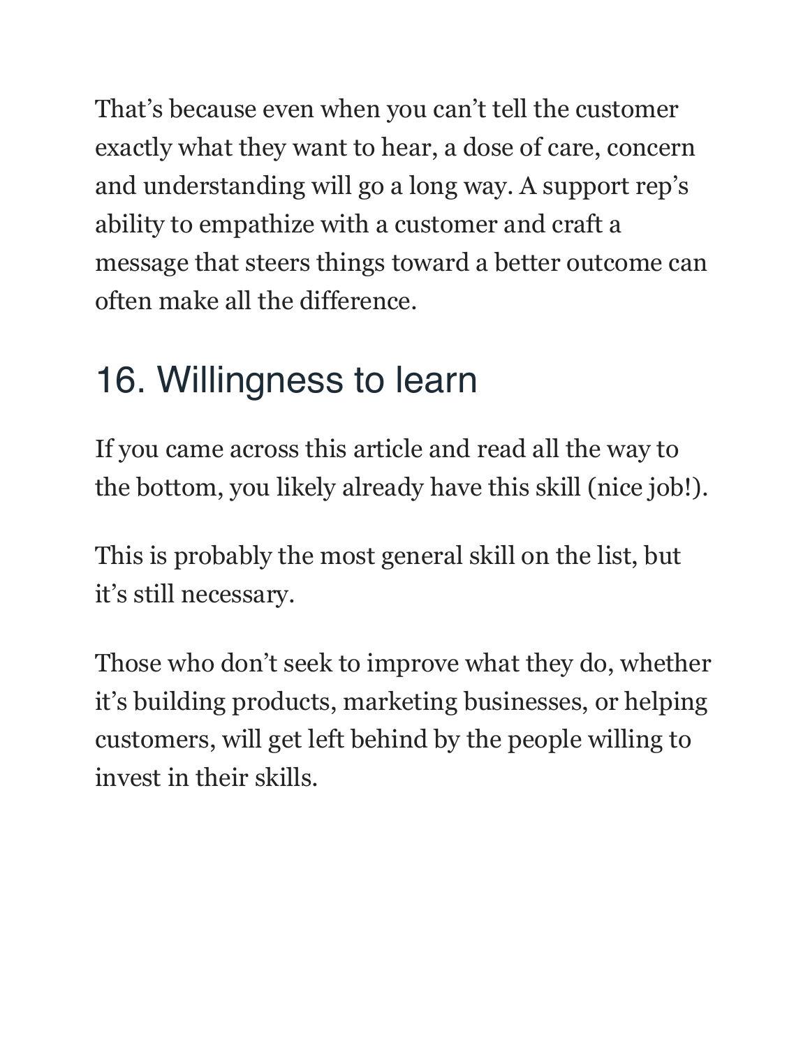That’s because even when you can’t tell the customer exactly what they want to hear, a dose of care, concern and understanding will go a long way. A support rep’s ability to empathize with a customer and craft a message that steers things toward a better outcome can often make all the difference.

## 16. Willingness to learn

If you came across this article and read all the way to the bottom, you likely already have this skill (nice job!).

This is probably the most general skill on the list, but it’s still necessary.

Those who don’t seek to improve what they do, whether it’s building products, marketing businesses, or helping customers, will get left behind by the people willing to invest in their skills.